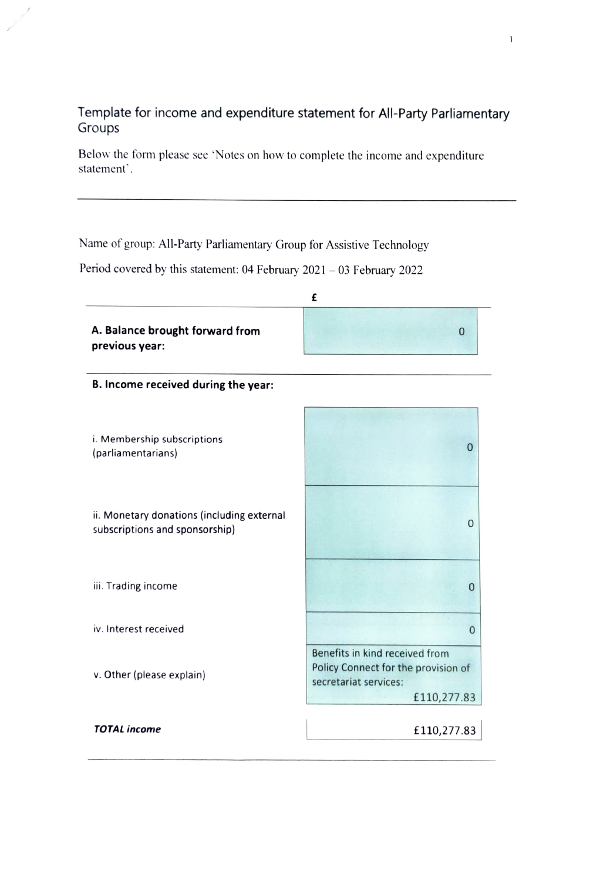# Template for income and expenditure statement for All-Party Parliamentary Groups

Below the form please see 'Notes on how to complete the income and expenditure statement'.

---

Name of group: All-Party Parliamentary Group for Assistive Technology

Period covered by this statement: 04 February 2021 – 03 February 2022

| | £ |
|---|---|
| **A. Balance brought forward from previous year:** | 0 |
| **B. Income received during the year:** | |
| i. Membership subscriptions (parliamentarians) | 0 |
| ii. Monetary donations (including external subscriptions and sponsorship) | 0 |
| iii. Trading income | 0 |
| iv. Interest received | 0 |
| v. Other (please explain) | Benefits in kind received from Policy Connect for the provision of secretariat services: £110,277.83 |
| ***TOTAL income*** | £110,277.83 |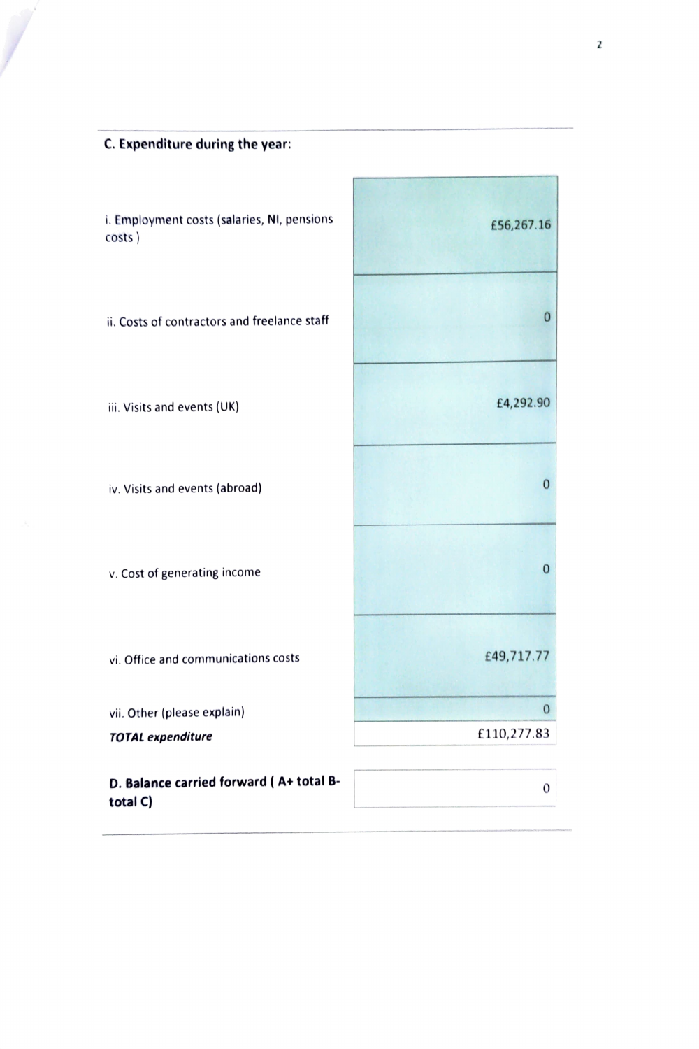**C. Expenditure during the year:**

| | |
|---|---|
| i. Employment costs (salaries, NI, pensions costs ) | £56,267.16 |
| ii. Costs of contractors and freelance staff | 0 |
| iii. Visits and events (UK) | £4,292.90 |
| iv. Visits and events (abroad) | 0 |
| v. Cost of generating income | 0 |
| vi. Office and communications costs | £49,717.77 |
| vii. Other (please explain) | 0 |
| ***TOTAL expenditure*** | £110,277.83 |

| | |
|---|---|
| **D. Balance carried forward ( A+ total B- total C)** | 0 |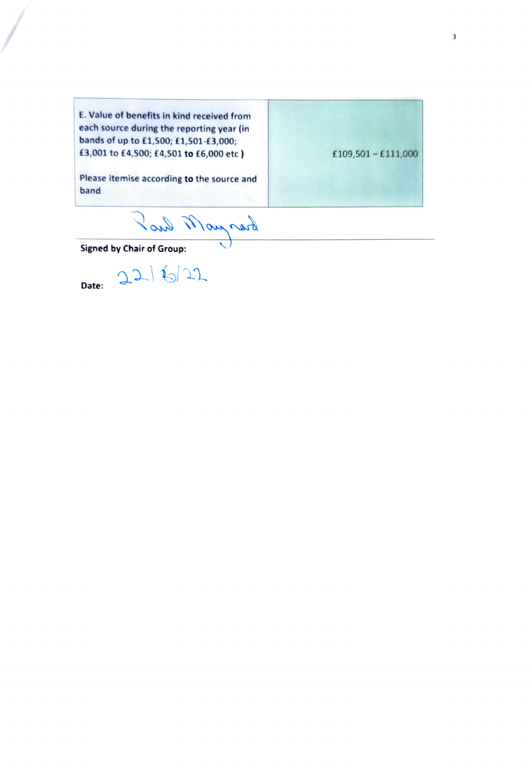| | |
|---|---|
| **E. Value of benefits in kind received from each source during the reporting year (in bands of up to £1,500; £1,501-£3,000; £3,001 to £4,500; £4,501 to £6,000 etc )**<br><br>Please itemise according to the source and band | £109,501 – £111,000 |

Paul Maynard

**Signed by Chair of Group:**

**Date:** 22/6/22